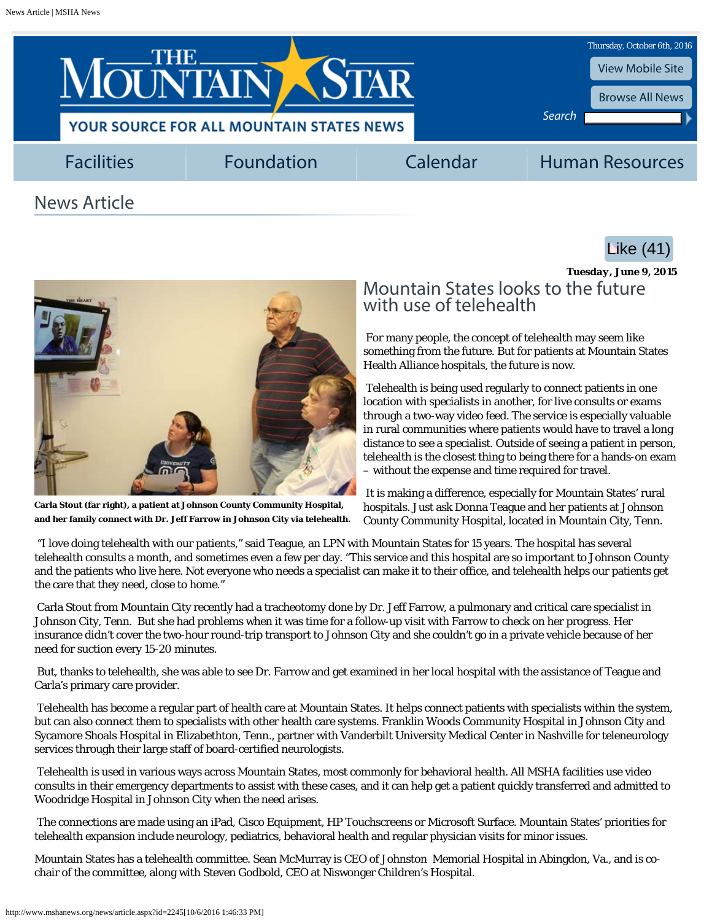# News Article

Like (41)

**Tuesday, June 9, 2015**

## Mountain States looks to the future with use of telehealth

**Carla Stout (far right), a patient at Johnson County Community Hospital, and her family connect with Dr. Jeff Farrow in Johnson City via telehealth.**

For many people, the concept of telehealth may seem like something from the future. But for patients at Mountain States Health Alliance hospitals, the future is now.

Telehealth is being used regularly to connect patients in one location with specialists in another, for live consults or exams through a two-way video feed. The service is especially valuable in rural communities where patients would have to travel a long distance to see a specialist. Outside of seeing a patient in person, telehealth is the closest thing to being there for a hands-on exam – without the expense and time required for travel.

It is making a difference, especially for Mountain States' rural hospitals. Just ask Donna Teague and her patients at Johnson County Community Hospital, located in Mountain City, Tenn.

"I love doing telehealth with our patients," said Teague, an LPN with Mountain States for 15 years. The hospital has several telehealth consults a month, and sometimes even a few per day. "This service and this hospital are so important to Johnson County and the patients who live here. Not everyone who needs a specialist can make it to their office, and telehealth helps our patients get the care that they need, close to home."

Carla Stout from Mountain City recently had a tracheotomy done by Dr. Jeff Farrow, a pulmonary and critical care specialist in Johnson City, Tenn. But she had problems when it was time for a follow-up visit with Farrow to check on her progress. Her insurance didn't cover the two-hour round-trip transport to Johnson City and she couldn't go in a private vehicle because of her need for suction every 15-20 minutes.

But, thanks to telehealth, she was able to see Dr. Farrow and get examined in her local hospital with the assistance of Teague and Carla's primary care provider.

Telehealth has become a regular part of health care at Mountain States. It helps connect patients with specialists within the system, but can also connect them to specialists with other health care systems. Franklin Woods Community Hospital in Johnson City and Sycamore Shoals Hospital in Elizabethton, Tenn., partner with Vanderbilt University Medical Center in Nashville for teleneurology services through their large staff of board-certified neurologists.

Telehealth is used in various ways across Mountain States, most commonly for behavioral health. All MSHA facilities use video consults in their emergency departments to assist with these cases, and it can help get a patient quickly transferred and admitted to Woodridge Hospital in Johnson City when the need arises.

The connections are made using an iPad, Cisco Equipment, HP Touchscreens or Microsoft Surface. Mountain States' priorities for telehealth expansion include neurology, pediatrics, behavioral health and regular physician visits for minor issues.

Mountain States has a telehealth committee. Sean McMurray is CEO of Johnston Memorial Hospital in Abingdon, Va., and is co-chair of the committee, along with Steven Godbold, CEO at Niswonger Children's Hospital.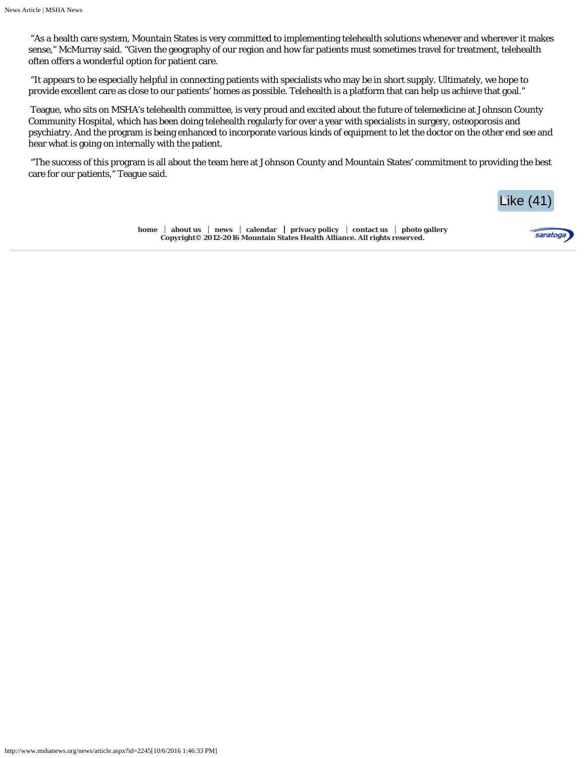"As a health care system, Mountain States is very committed to implementing telehealth solutions whenever and wherever it makes sense," McMurray said. "Given the geography of our region and how far patients must sometimes travel for treatment, telehealth often offers a wonderful option for patient care.

"It appears to be especially helpful in connecting patients with specialists who may be in short supply. Ultimately, we hope to provide excellent care as close to our patients' homes as possible. Telehealth is a platform that can help us achieve that goal."

Teague, who sits on MSHA's telehealth committee, is very proud and excited about the future of telemedicine at Johnson County Community Hospital, which has been doing telehealth regularly for over a year with specialists in surgery, osteoporosis and psychiatry. And the program is being enhanced to incorporate various kinds of equipment to let the doctor on the other end see and hear what is going on internally with the patient.

"The success of this program is all about the team here at Johnson County and Mountain States' commitment to providing the best care for our patients," Teague said.

Like (41)

**home** | **about us** | **news** | **calendar** | **privacy policy** | **contact us** | **photo gallery**

**Copyright© 2012-2016 Mountain States Health Alliance. All rights reserved.**